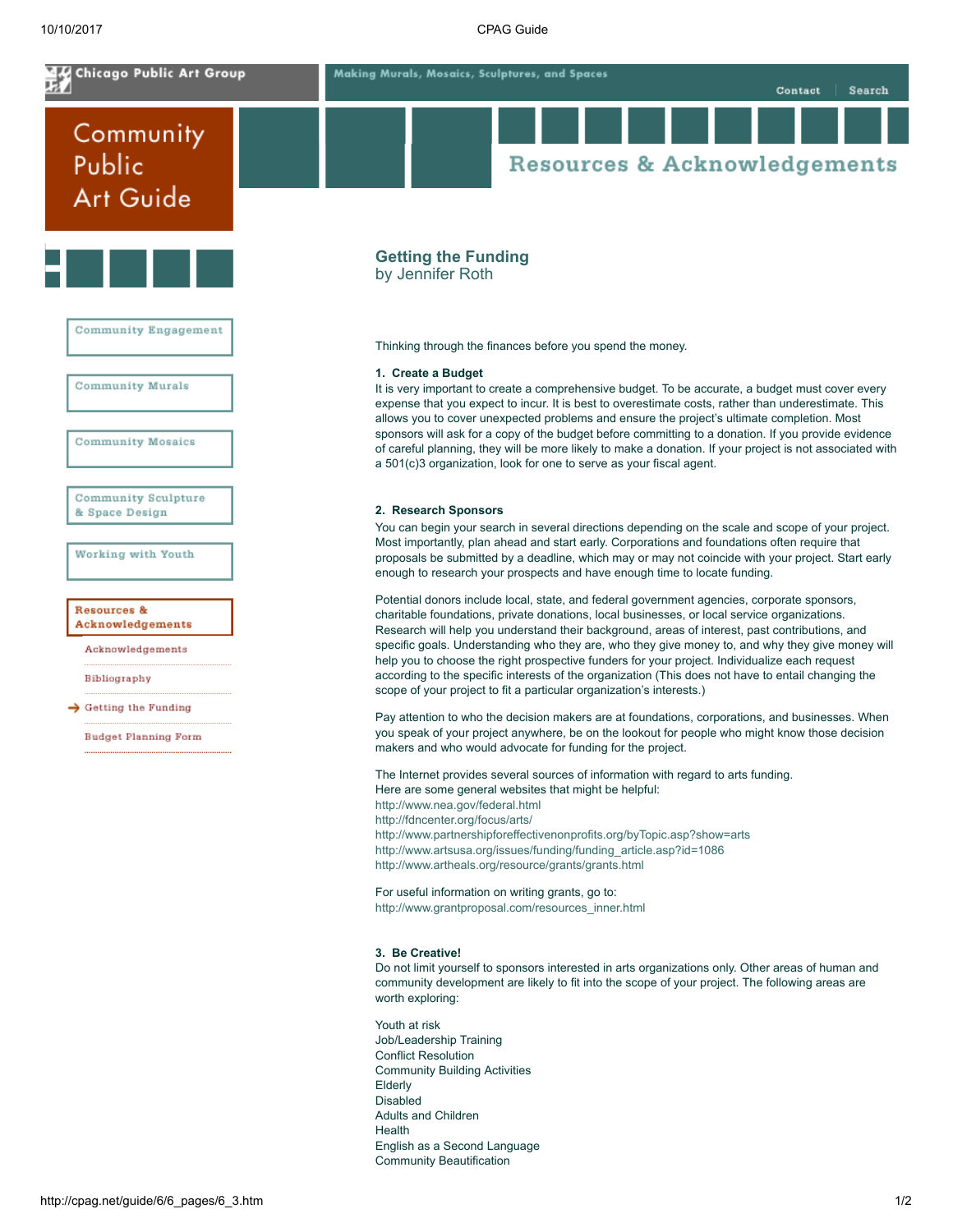Chicago Public Art Group — Making Murals, Mosaics, Sculptures, and Spaces

Contact | Search

# Community Public Art Guide

## Resources & Acknowledgements

- Community Engagement
- Community Murals
- Community Mosaics
- Community Sculpture & Space Design
- Working with Youth
- Resources & Acknowledgements
  - Acknowledgements
  - Bibliography
  - Getting the Funding
  - Budget Planning Form

## Getting the Funding

by Jennifer Roth

Thinking through the finances before you spend the money.

**1. Create a Budget**

It is very important to create a comprehensive budget. To be accurate, a budget must cover every expense that you expect to incur. It is best to overestimate costs, rather than underestimate. This allows you to cover unexpected problems and ensure the project's ultimate completion. Most sponsors will ask for a copy of the budget before committing to a donation. If you provide evidence of careful planning, they will be more likely to make a donation. If your project is not associated with a 501(c)3 organization, look for one to serve as your fiscal agent.

**2. Research Sponsors**

You can begin your search in several directions depending on the scale and scope of your project. Most importantly, plan ahead and start early. Corporations and foundations often require that proposals be submitted by a deadline, which may or may not coincide with your project. Start early enough to research your prospects and have enough time to locate funding.

Potential donors include local, state, and federal government agencies, corporate sponsors, charitable foundations, private donations, local businesses, or local service organizations. Research will help you understand their background, areas of interest, past contributions, and specific goals. Understanding who they are, who they give money to, and why they give money will help you to choose the right prospective funders for your project. Individualize each request according to the specific interests of the organization (This does not have to entail changing the scope of your project to fit a particular organization's interests.)

Pay attention to who the decision makers are at foundations, corporations, and businesses. When you speak of your project anywhere, be on the lookout for people who might know those decision makers and who would advocate for funding for the project.

The Internet provides several sources of information with regard to arts funding.
Here are some general websites that might be helpful:
http://www.nea.gov/federal.html
http://fdncenter.org/focus/arts/
http://www.partnershipforeffectivenonprofits.org/byTopic.asp?show=arts
http://www.artsusa.org/issues/funding/funding_article.asp?id=1086
http://www.artheals.org/resource/grants/grants.html

For useful information on writing grants, go to:
http://www.grantproposal.com/resources_inner.html

**3. Be Creative!**

Do not limit yourself to sponsors interested in arts organizations only. Other areas of human and community development are likely to fit into the scope of your project. The following areas are worth exploring:

Youth at risk
Job/Leadership Training
Conflict Resolution
Community Building Activities
Elderly
Disabled
Adults and Children
Health
English as a Second Language
Community Beautification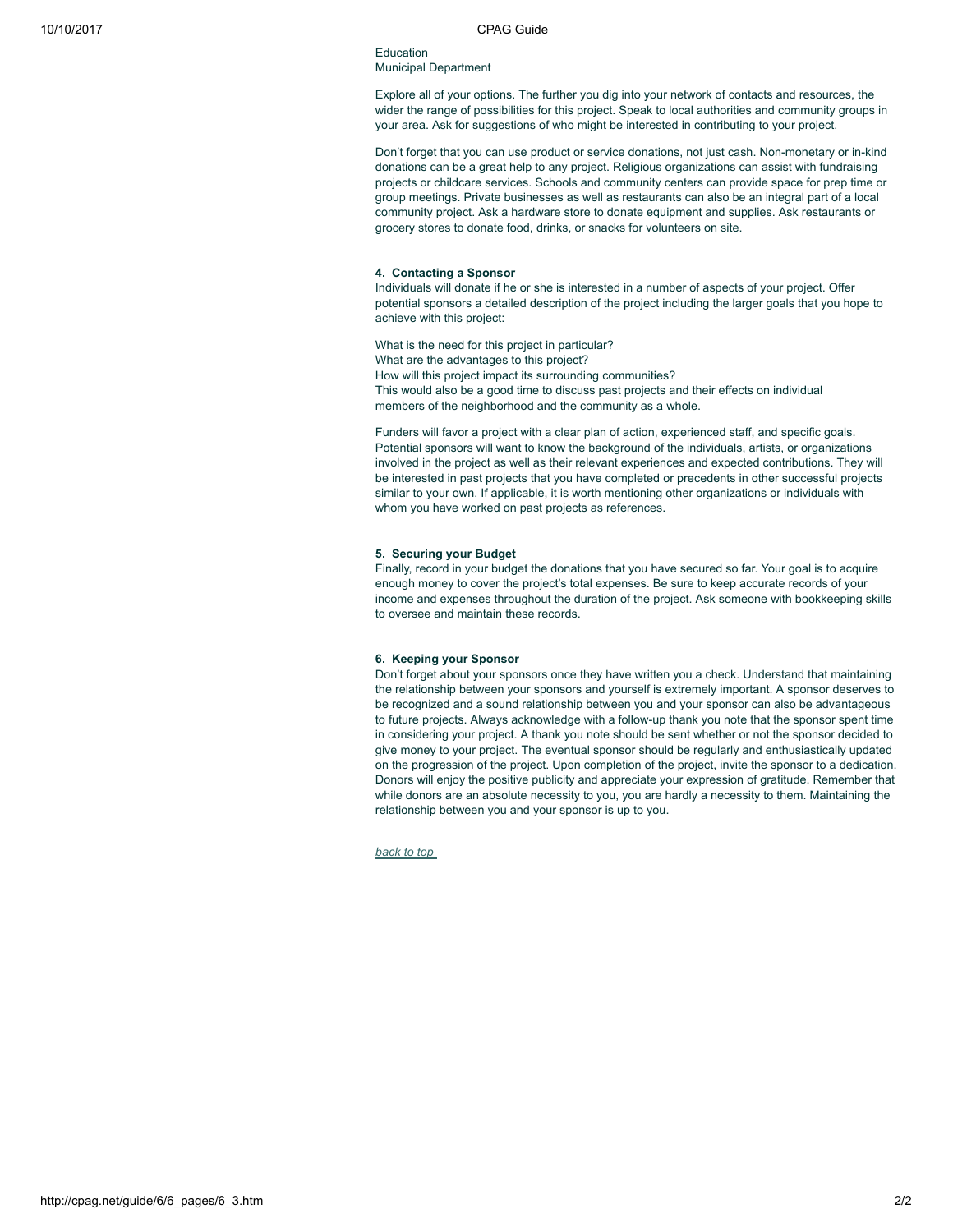Education
Municipal Department

Explore all of your options. The further you dig into your network of contacts and resources, the wider the range of possibilities for this project. Speak to local authorities and community groups in your area. Ask for suggestions of who might be interested in contributing to your project.

Don't forget that you can use product or service donations, not just cash. Non-monetary or in-kind donations can be a great help to any project. Religious organizations can assist with fundraising projects or childcare services. Schools and community centers can provide space for prep time or group meetings. Private businesses as well as restaurants can also be an integral part of a local community project. Ask a hardware store to donate equipment and supplies. Ask restaurants or grocery stores to donate food, drinks, or snacks for volunteers on site.

#### 4. Contacting a Sponsor

Individuals will donate if he or she is interested in a number of aspects of your project. Offer potential sponsors a detailed description of the project including the larger goals that you hope to achieve with this project:

What is the need for this project in particular?
What are the advantages to this project?
How will this project impact its surrounding communities?
This would also be a good time to discuss past projects and their effects on individual members of the neighborhood and the community as a whole.

Funders will favor a project with a clear plan of action, experienced staff, and specific goals. Potential sponsors will want to know the background of the individuals, artists, or organizations involved in the project as well as their relevant experiences and expected contributions. They will be interested in past projects that you have completed or precedents in other successful projects similar to your own. If applicable, it is worth mentioning other organizations or individuals with whom you have worked on past projects as references.

#### 5. Securing your Budget

Finally, record in your budget the donations that you have secured so far. Your goal is to acquire enough money to cover the project's total expenses. Be sure to keep accurate records of your income and expenses throughout the duration of the project. Ask someone with bookkeeping skills to oversee and maintain these records.

#### 6. Keeping your Sponsor

Don't forget about your sponsors once they have written you a check. Understand that maintaining the relationship between your sponsors and yourself is extremely important. A sponsor deserves to be recognized and a sound relationship between you and your sponsor can also be advantageous to future projects. Always acknowledge with a follow-up thank you note that the sponsor spent time in considering your project. A thank you note should be sent whether or not the sponsor decided to give money to your project. The eventual sponsor should be regularly and enthusiastically updated on the progression of the project. Upon completion of the project, invite the sponsor to a dedication. Donors will enjoy the positive publicity and appreciate your expression of gratitude. Remember that while donors are an absolute necessity to you, you are hardly a necessity to them. Maintaining the relationship between you and your sponsor is up to you.

*back to top*